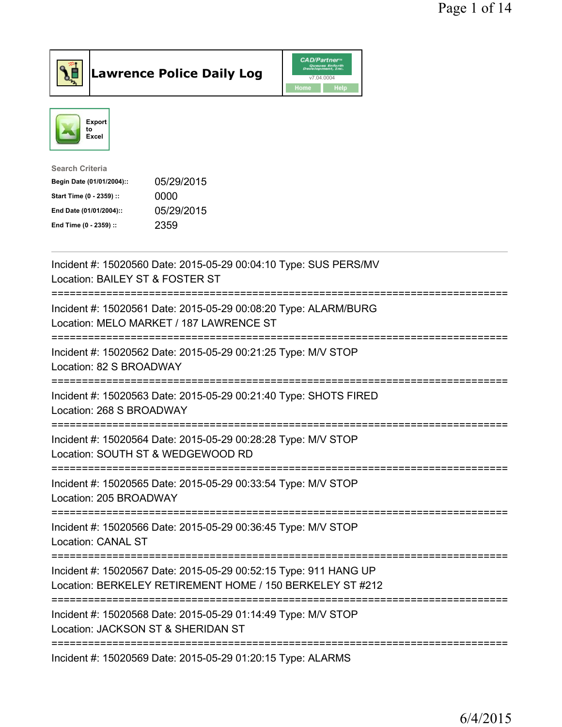# Lawrence Police Daily Log

Export to Excel

**Search Criteria**

| | |
|---|---|
| **Begin Date (01/01/2004)::** | 05/29/2015 |
| **Start Time (0 - 2359) ::** | 0000 |
| **End Date (01/01/2004)::** | 05/29/2015 |
| **End Time (0 - 2359) ::** | 2359 |

Incident #: 15020560 Date: 2015-05-29 00:04:10 Type: SUS PERS/MV
Location: BAILEY ST & FOSTER ST

===========================================================================

Incident #: 15020561 Date: 2015-05-29 00:08:20 Type: ALARM/BURG
Location: MELO MARKET / 187 LAWRENCE ST

===========================================================================

Incident #: 15020562 Date: 2015-05-29 00:21:25 Type: M/V STOP
Location: 82 S BROADWAY

===========================================================================

Incident #: 15020563 Date: 2015-05-29 00:21:40 Type: SHOTS FIRED
Location: 268 S BROADWAY

===========================================================================

Incident #: 15020564 Date: 2015-05-29 00:28:28 Type: M/V STOP
Location: SOUTH ST & WEDGEWOOD RD

===========================================================================

Incident #: 15020565 Date: 2015-05-29 00:33:54 Type: M/V STOP
Location: 205 BROADWAY

===========================================================================

Incident #: 15020566 Date: 2015-05-29 00:36:45 Type: M/V STOP
Location: CANAL ST

===========================================================================

Incident #: 15020567 Date: 2015-05-29 00:52:15 Type: 911 HANG UP
Location: BERKELEY RETIREMENT HOME / 150 BERKELEY ST #212

===========================================================================

Incident #: 15020568 Date: 2015-05-29 01:14:49 Type: M/V STOP
Location: JACKSON ST & SHERIDAN ST

===========================================================================

Incident #: 15020569 Date: 2015-05-29 01:20:15 Type: ALARMS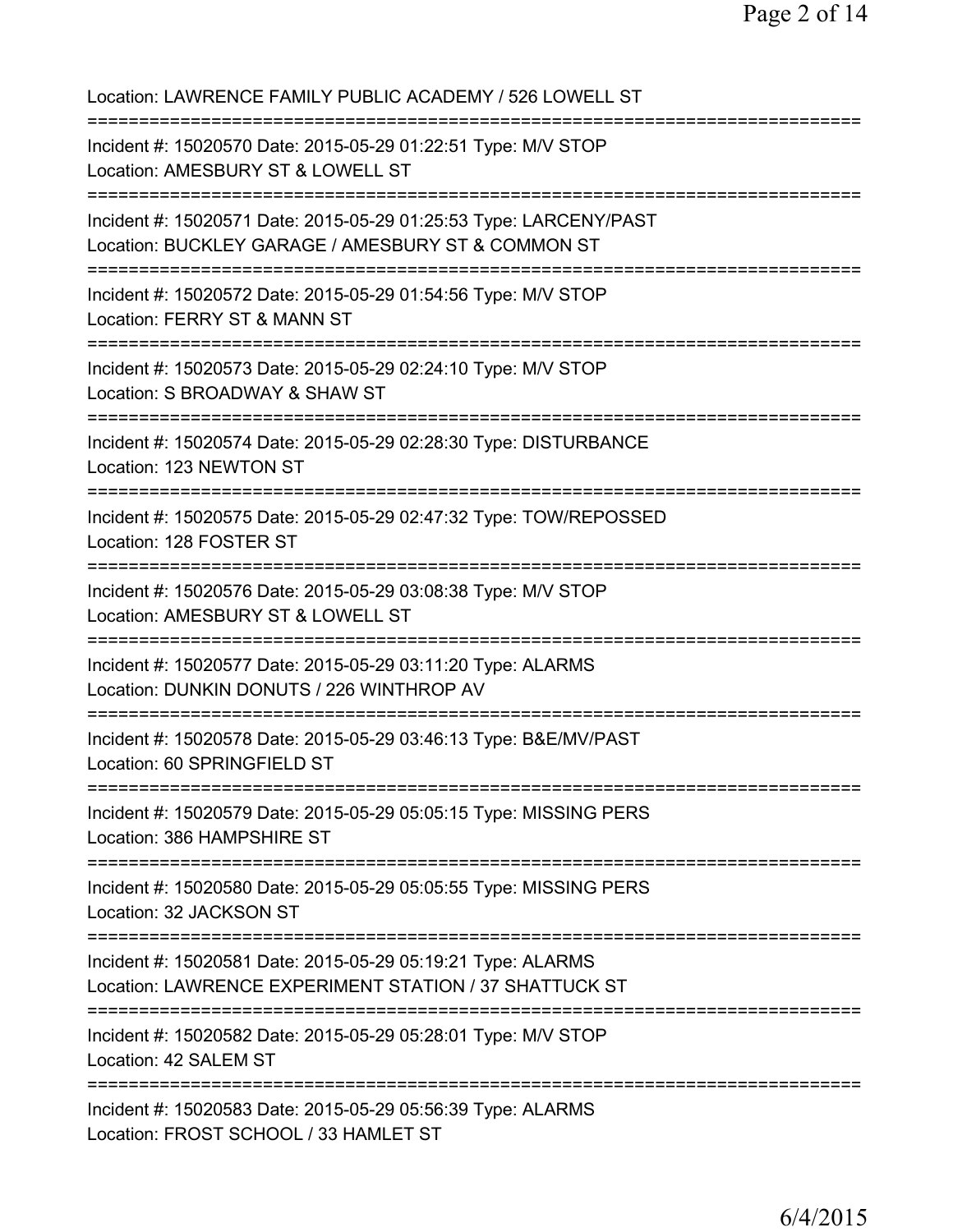Location: LAWRENCE FAMILY PUBLIC ACADEMY / 526 LOWELL ST

===========================================================================

Incident #: 15020570 Date: 2015-05-29 01:22:51 Type: M/V STOP
Location: AMESBURY ST & LOWELL ST

===========================================================================

Incident #: 15020571 Date: 2015-05-29 01:25:53 Type: LARCENY/PAST
Location: BUCKLEY GARAGE / AMESBURY ST & COMMON ST

===========================================================================

Incident #: 15020572 Date: 2015-05-29 01:54:56 Type: M/V STOP
Location: FERRY ST & MANN ST

===========================================================================

Incident #: 15020573 Date: 2015-05-29 02:24:10 Type: M/V STOP
Location: S BROADWAY & SHAW ST

===========================================================================

Incident #: 15020574 Date: 2015-05-29 02:28:30 Type: DISTURBANCE
Location: 123 NEWTON ST

===========================================================================

Incident #: 15020575 Date: 2015-05-29 02:47:32 Type: TOW/REPOSSED
Location: 128 FOSTER ST

===========================================================================

Incident #: 15020576 Date: 2015-05-29 03:08:38 Type: M/V STOP
Location: AMESBURY ST & LOWELL ST

===========================================================================

Incident #: 15020577 Date: 2015-05-29 03:11:20 Type: ALARMS
Location: DUNKIN DONUTS / 226 WINTHROP AV

===========================================================================

Incident #: 15020578 Date: 2015-05-29 03:46:13 Type: B&E/MV/PAST
Location: 60 SPRINGFIELD ST

===========================================================================

Incident #: 15020579 Date: 2015-05-29 05:05:15 Type: MISSING PERS
Location: 386 HAMPSHIRE ST

===========================================================================

Incident #: 15020580 Date: 2015-05-29 05:05:55 Type: MISSING PERS
Location: 32 JACKSON ST

===========================================================================

Incident #: 15020581 Date: 2015-05-29 05:19:21 Type: ALARMS
Location: LAWRENCE EXPERIMENT STATION / 37 SHATTUCK ST

===========================================================================

Incident #: 15020582 Date: 2015-05-29 05:28:01 Type: M/V STOP
Location: 42 SALEM ST

===========================================================================

Incident #: 15020583 Date: 2015-05-29 05:56:39 Type: ALARMS
Location: FROST SCHOOL / 33 HAMLET ST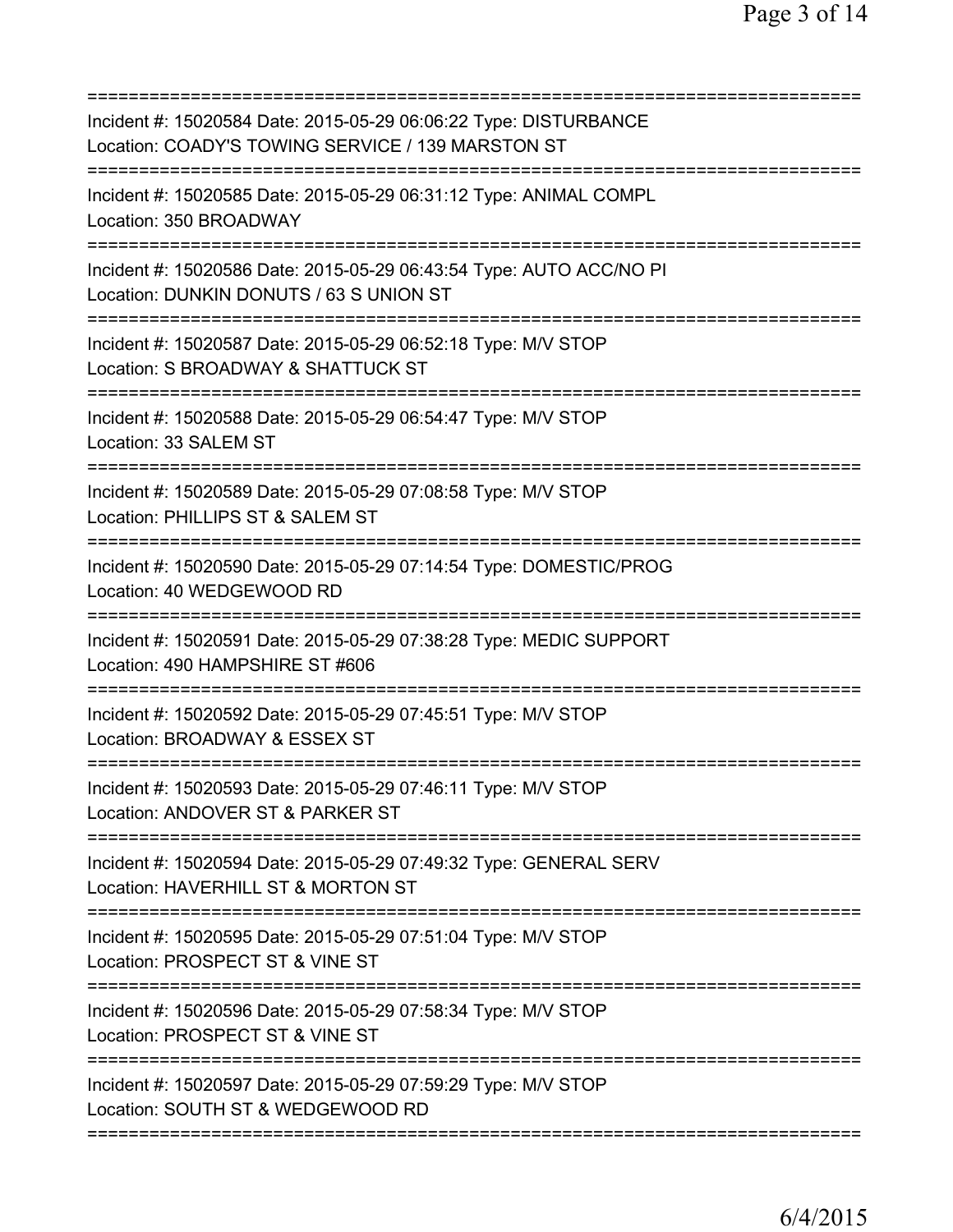===========================================================================
Incident #: 15020584 Date: 2015-05-29 06:06:22 Type: DISTURBANCE
Location: COADY'S TOWING SERVICE / 139 MARSTON ST
===========================================================================
Incident #: 15020585 Date: 2015-05-29 06:31:12 Type: ANIMAL COMPL
Location: 350 BROADWAY
===========================================================================
Incident #: 15020586 Date: 2015-05-29 06:43:54 Type: AUTO ACC/NO PI
Location: DUNKIN DONUTS / 63 S UNION ST
===========================================================================
Incident #: 15020587 Date: 2015-05-29 06:52:18 Type: M/V STOP
Location: S BROADWAY & SHATTUCK ST
===========================================================================
Incident #: 15020588 Date: 2015-05-29 06:54:47 Type: M/V STOP
Location: 33 SALEM ST
===========================================================================
Incident #: 15020589 Date: 2015-05-29 07:08:58 Type: M/V STOP
Location: PHILLIPS ST & SALEM ST
===========================================================================
Incident #: 15020590 Date: 2015-05-29 07:14:54 Type: DOMESTIC/PROG
Location: 40 WEDGEWOOD RD
===========================================================================
Incident #: 15020591 Date: 2015-05-29 07:38:28 Type: MEDIC SUPPORT
Location: 490 HAMPSHIRE ST #606
===========================================================================
Incident #: 15020592 Date: 2015-05-29 07:45:51 Type: M/V STOP
Location: BROADWAY & ESSEX ST
===========================================================================
Incident #: 15020593 Date: 2015-05-29 07:46:11 Type: M/V STOP
Location: ANDOVER ST & PARKER ST
===========================================================================
Incident #: 15020594 Date: 2015-05-29 07:49:32 Type: GENERAL SERV
Location: HAVERHILL ST & MORTON ST
===========================================================================
Incident #: 15020595 Date: 2015-05-29 07:51:04 Type: M/V STOP
Location: PROSPECT ST & VINE ST
===========================================================================
Incident #: 15020596 Date: 2015-05-29 07:58:34 Type: M/V STOP
Location: PROSPECT ST & VINE ST
===========================================================================
Incident #: 15020597 Date: 2015-05-29 07:59:29 Type: M/V STOP
Location: SOUTH ST & WEDGEWOOD RD
===========================================================================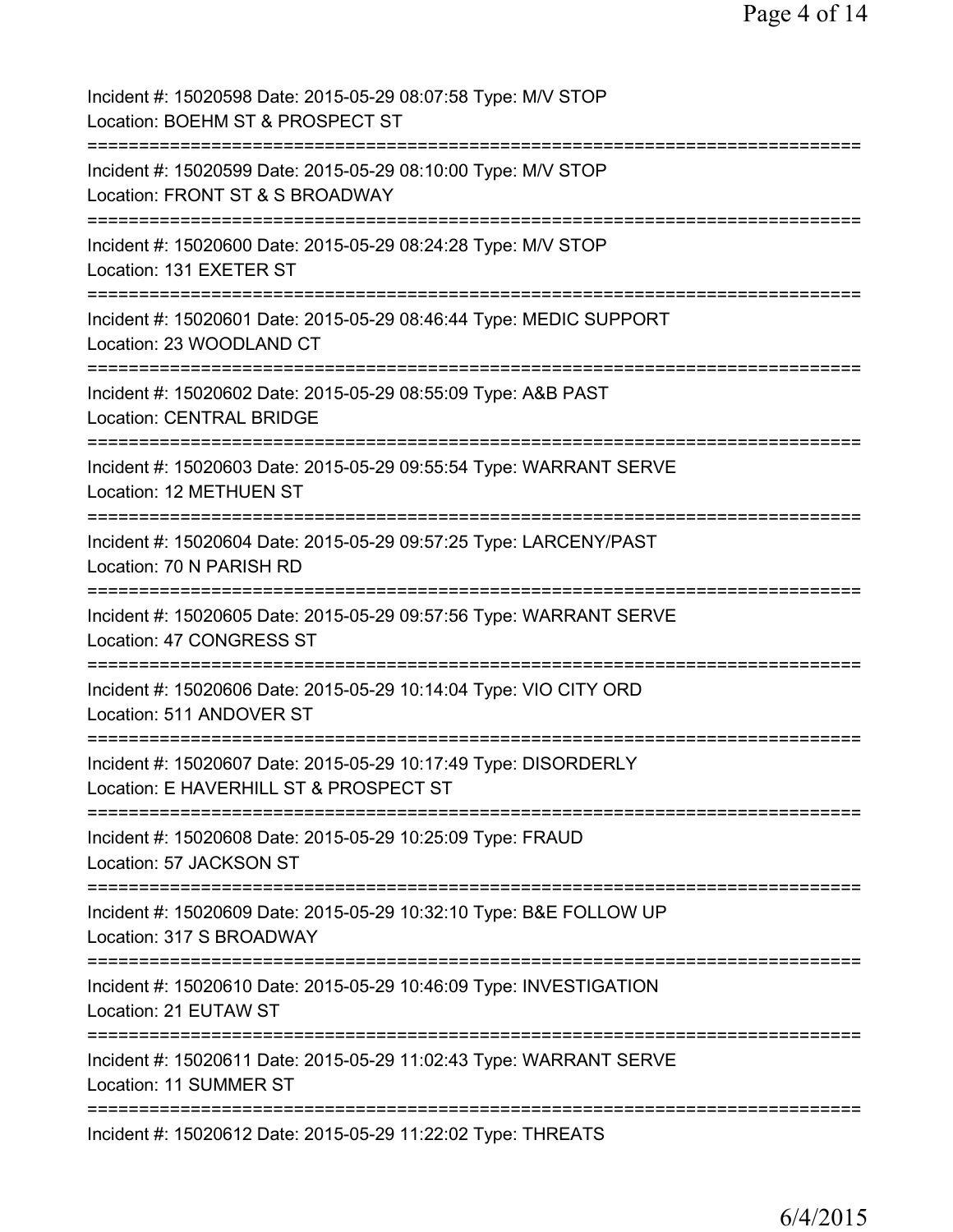Incident #: 15020598 Date: 2015-05-29 08:07:58 Type: M/V STOP
Location: BOEHM ST & PROSPECT ST

===========================================================================

Incident #: 15020599 Date: 2015-05-29 08:10:00 Type: M/V STOP
Location: FRONT ST & S BROADWAY

===========================================================================

Incident #: 15020600 Date: 2015-05-29 08:24:28 Type: M/V STOP
Location: 131 EXETER ST

===========================================================================

Incident #: 15020601 Date: 2015-05-29 08:46:44 Type: MEDIC SUPPORT
Location: 23 WOODLAND CT

===========================================================================

Incident #: 15020602 Date: 2015-05-29 08:55:09 Type: A&B PAST
Location: CENTRAL BRIDGE

===========================================================================

Incident #: 15020603 Date: 2015-05-29 09:55:54 Type: WARRANT SERVE
Location: 12 METHUEN ST

===========================================================================

Incident #: 15020604 Date: 2015-05-29 09:57:25 Type: LARCENY/PAST
Location: 70 N PARISH RD

===========================================================================

Incident #: 15020605 Date: 2015-05-29 09:57:56 Type: WARRANT SERVE
Location: 47 CONGRESS ST

===========================================================================

Incident #: 15020606 Date: 2015-05-29 10:14:04 Type: VIO CITY ORD
Location: 511 ANDOVER ST

===========================================================================

Incident #: 15020607 Date: 2015-05-29 10:17:49 Type: DISORDERLY
Location: E HAVERHILL ST & PROSPECT ST

===========================================================================

Incident #: 15020608 Date: 2015-05-29 10:25:09 Type: FRAUD
Location: 57 JACKSON ST

===========================================================================

Incident #: 15020609 Date: 2015-05-29 10:32:10 Type: B&E FOLLOW UP
Location: 317 S BROADWAY

===========================================================================

Incident #: 15020610 Date: 2015-05-29 10:46:09 Type: INVESTIGATION
Location: 21 EUTAW ST

===========================================================================

Incident #: 15020611 Date: 2015-05-29 11:02:43 Type: WARRANT SERVE
Location: 11 SUMMER ST

===========================================================================

Incident #: 15020612 Date: 2015-05-29 11:22:02 Type: THREATS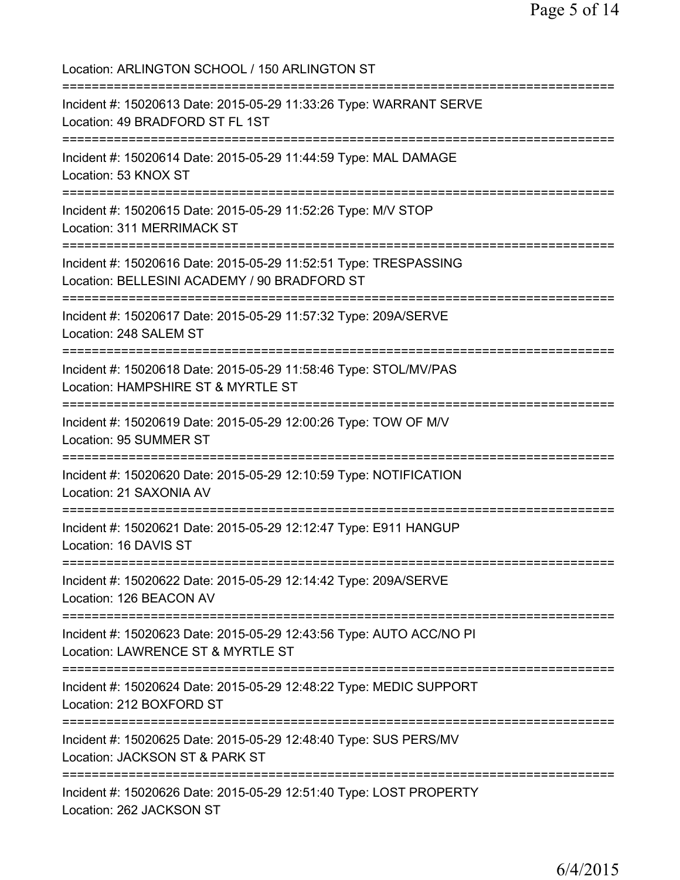Location: ARLINGTON SCHOOL / 150 ARLINGTON ST

===========================================================================

Incident #: 15020613 Date: 2015-05-29 11:33:26 Type: WARRANT SERVE
Location: 49 BRADFORD ST FL 1ST

===========================================================================

Incident #: 15020614 Date: 2015-05-29 11:44:59 Type: MAL DAMAGE
Location: 53 KNOX ST

===========================================================================

Incident #: 15020615 Date: 2015-05-29 11:52:26 Type: M/V STOP
Location: 311 MERRIMACK ST

===========================================================================

Incident #: 15020616 Date: 2015-05-29 11:52:51 Type: TRESPASSING
Location: BELLESINI ACADEMY / 90 BRADFORD ST

===========================================================================

Incident #: 15020617 Date: 2015-05-29 11:57:32 Type: 209A/SERVE
Location: 248 SALEM ST

===========================================================================

Incident #: 15020618 Date: 2015-05-29 11:58:46 Type: STOL/MV/PAS
Location: HAMPSHIRE ST & MYRTLE ST

===========================================================================

Incident #: 15020619 Date: 2015-05-29 12:00:26 Type: TOW OF M/V
Location: 95 SUMMER ST

===========================================================================

Incident #: 15020620 Date: 2015-05-29 12:10:59 Type: NOTIFICATION
Location: 21 SAXONIA AV

===========================================================================

Incident #: 15020621 Date: 2015-05-29 12:12:47 Type: E911 HANGUP
Location: 16 DAVIS ST

===========================================================================

Incident #: 15020622 Date: 2015-05-29 12:14:42 Type: 209A/SERVE
Location: 126 BEACON AV

===========================================================================

Incident #: 15020623 Date: 2015-05-29 12:43:56 Type: AUTO ACC/NO PI
Location: LAWRENCE ST & MYRTLE ST

===========================================================================

Incident #: 15020624 Date: 2015-05-29 12:48:22 Type: MEDIC SUPPORT
Location: 212 BOXFORD ST

===========================================================================

Incident #: 15020625 Date: 2015-05-29 12:48:40 Type: SUS PERS/MV
Location: JACKSON ST & PARK ST

===========================================================================

Incident #: 15020626 Date: 2015-05-29 12:51:40 Type: LOST PROPERTY
Location: 262 JACKSON ST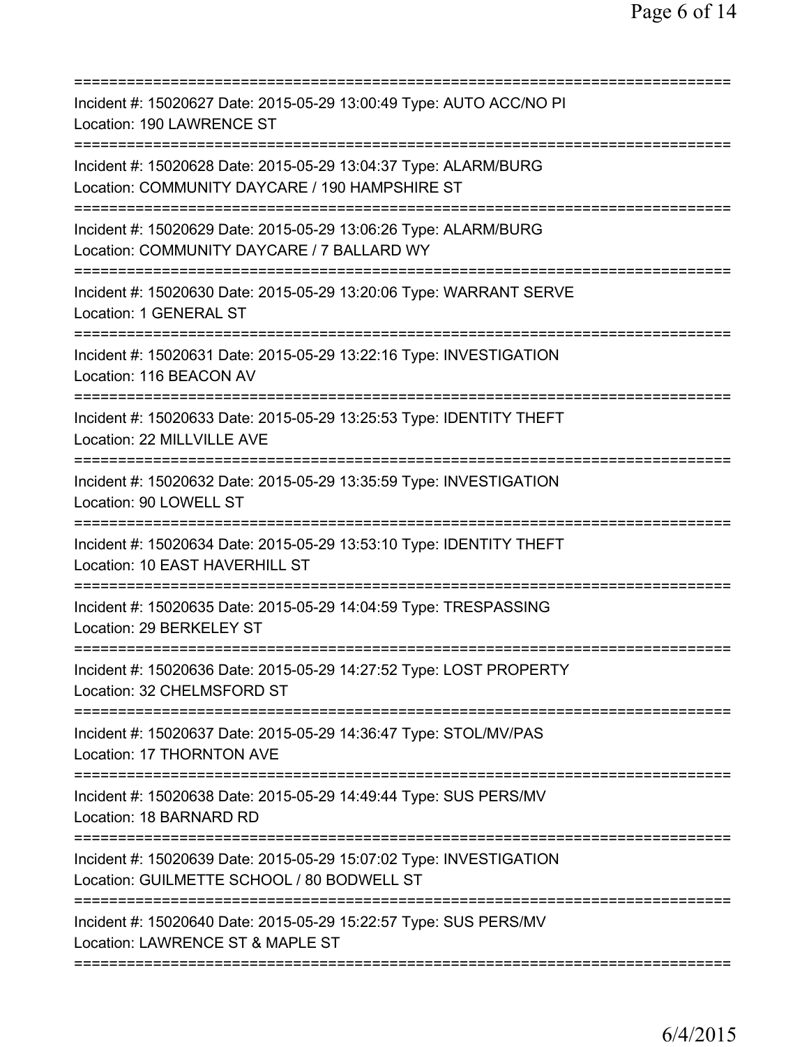===========================================================================
Incident #: 15020627 Date: 2015-05-29 13:00:49 Type: AUTO ACC/NO PI
Location: 190 LAWRENCE ST
===========================================================================
Incident #: 15020628 Date: 2015-05-29 13:04:37 Type: ALARM/BURG
Location: COMMUNITY DAYCARE / 190 HAMPSHIRE ST
===========================================================================
Incident #: 15020629 Date: 2015-05-29 13:06:26 Type: ALARM/BURG
Location: COMMUNITY DAYCARE / 7 BALLARD WY
===========================================================================
Incident #: 15020630 Date: 2015-05-29 13:20:06 Type: WARRANT SERVE
Location: 1 GENERAL ST
===========================================================================
Incident #: 15020631 Date: 2015-05-29 13:22:16 Type: INVESTIGATION
Location: 116 BEACON AV
===========================================================================
Incident #: 15020633 Date: 2015-05-29 13:25:53 Type: IDENTITY THEFT
Location: 22 MILLVILLE AVE
===========================================================================
Incident #: 15020632 Date: 2015-05-29 13:35:59 Type: INVESTIGATION
Location: 90 LOWELL ST
===========================================================================
Incident #: 15020634 Date: 2015-05-29 13:53:10 Type: IDENTITY THEFT
Location: 10 EAST HAVERHILL ST
===========================================================================
Incident #: 15020635 Date: 2015-05-29 14:04:59 Type: TRESPASSING
Location: 29 BERKELEY ST
===========================================================================
Incident #: 15020636 Date: 2015-05-29 14:27:52 Type: LOST PROPERTY
Location: 32 CHELMSFORD ST
===========================================================================
Incident #: 15020637 Date: 2015-05-29 14:36:47 Type: STOL/MV/PAS
Location: 17 THORNTON AVE
===========================================================================
Incident #: 15020638 Date: 2015-05-29 14:49:44 Type: SUS PERS/MV
Location: 18 BARNARD RD
===========================================================================
Incident #: 15020639 Date: 2015-05-29 15:07:02 Type: INVESTIGATION
Location: GUILMETTE SCHOOL / 80 BODWELL ST
===========================================================================
Incident #: 15020640 Date: 2015-05-29 15:22:57 Type: SUS PERS/MV
Location: LAWRENCE ST & MAPLE ST
===========================================================================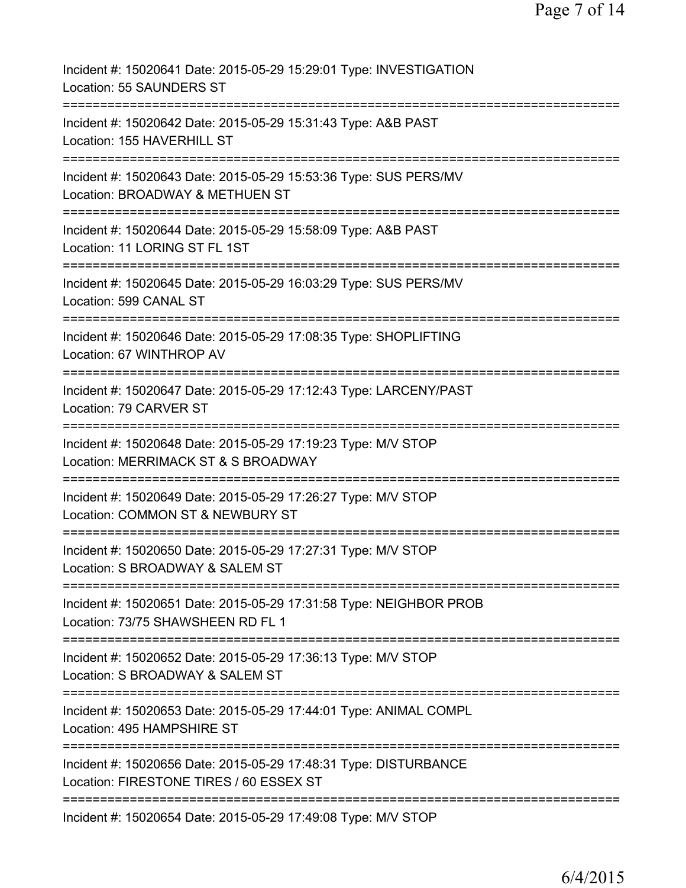Incident #: 15020641 Date: 2015-05-29 15:29:01 Type: INVESTIGATION
Location: 55 SAUNDERS ST

===========================================================================

Incident #: 15020642 Date: 2015-05-29 15:31:43 Type: A&B PAST
Location: 155 HAVERHILL ST

===========================================================================

Incident #: 15020643 Date: 2015-05-29 15:53:36 Type: SUS PERS/MV
Location: BROADWAY & METHUEN ST

===========================================================================

Incident #: 15020644 Date: 2015-05-29 15:58:09 Type: A&B PAST
Location: 11 LORING ST FL 1ST

===========================================================================

Incident #: 15020645 Date: 2015-05-29 16:03:29 Type: SUS PERS/MV
Location: 599 CANAL ST

===========================================================================

Incident #: 15020646 Date: 2015-05-29 17:08:35 Type: SHOPLIFTING
Location: 67 WINTHROP AV

===========================================================================

Incident #: 15020647 Date: 2015-05-29 17:12:43 Type: LARCENY/PAST
Location: 79 CARVER ST

===========================================================================

Incident #: 15020648 Date: 2015-05-29 17:19:23 Type: M/V STOP
Location: MERRIMACK ST & S BROADWAY

===========================================================================

Incident #: 15020649 Date: 2015-05-29 17:26:27 Type: M/V STOP
Location: COMMON ST & NEWBURY ST

===========================================================================

Incident #: 15020650 Date: 2015-05-29 17:27:31 Type: M/V STOP
Location: S BROADWAY & SALEM ST

===========================================================================

Incident #: 15020651 Date: 2015-05-29 17:31:58 Type: NEIGHBOR PROB
Location: 73/75 SHAWSHEEN RD FL 1

===========================================================================

Incident #: 15020652 Date: 2015-05-29 17:36:13 Type: M/V STOP
Location: S BROADWAY & SALEM ST

===========================================================================

Incident #: 15020653 Date: 2015-05-29 17:44:01 Type: ANIMAL COMPL
Location: 495 HAMPSHIRE ST

===========================================================================

Incident #: 15020656 Date: 2015-05-29 17:48:31 Type: DISTURBANCE
Location: FIRESTONE TIRES / 60 ESSEX ST

===========================================================================

Incident #: 15020654 Date: 2015-05-29 17:49:08 Type: M/V STOP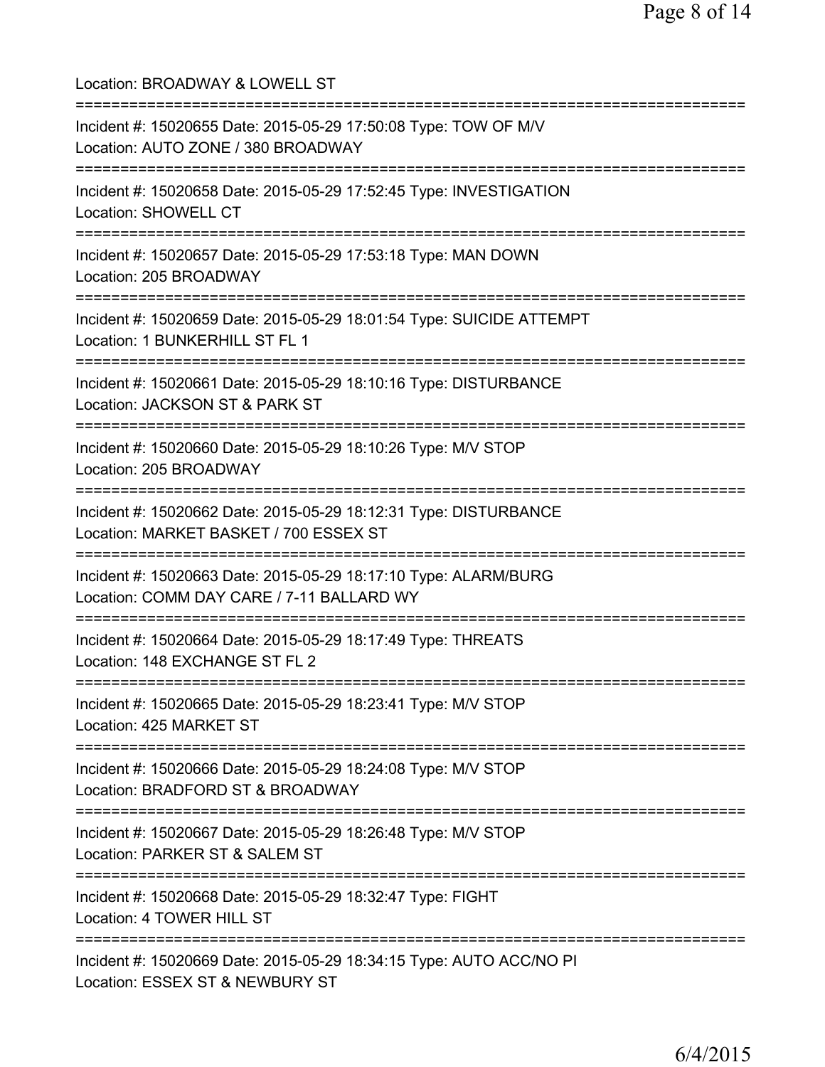Location: BROADWAY & LOWELL ST

===========================================================================

Incident #: 15020655 Date: 2015-05-29 17:50:08 Type: TOW OF M/V
Location: AUTO ZONE / 380 BROADWAY

===========================================================================

Incident #: 15020658 Date: 2015-05-29 17:52:45 Type: INVESTIGATION
Location: SHOWELL CT

===========================================================================

Incident #: 15020657 Date: 2015-05-29 17:53:18 Type: MAN DOWN
Location: 205 BROADWAY

===========================================================================

Incident #: 15020659 Date: 2015-05-29 18:01:54 Type: SUICIDE ATTEMPT
Location: 1 BUNKERHILL ST FL 1

===========================================================================

Incident #: 15020661 Date: 2015-05-29 18:10:16 Type: DISTURBANCE
Location: JACKSON ST & PARK ST

===========================================================================

Incident #: 15020660 Date: 2015-05-29 18:10:26 Type: M/V STOP
Location: 205 BROADWAY

===========================================================================

Incident #: 15020662 Date: 2015-05-29 18:12:31 Type: DISTURBANCE
Location: MARKET BASKET / 700 ESSEX ST

===========================================================================

Incident #: 15020663 Date: 2015-05-29 18:17:10 Type: ALARM/BURG
Location: COMM DAY CARE / 7-11 BALLARD WY

===========================================================================

Incident #: 15020664 Date: 2015-05-29 18:17:49 Type: THREATS
Location: 148 EXCHANGE ST FL 2

===========================================================================

Incident #: 15020665 Date: 2015-05-29 18:23:41 Type: M/V STOP
Location: 425 MARKET ST

===========================================================================

Incident #: 15020666 Date: 2015-05-29 18:24:08 Type: M/V STOP
Location: BRADFORD ST & BROADWAY

===========================================================================

Incident #: 15020667 Date: 2015-05-29 18:26:48 Type: M/V STOP
Location: PARKER ST & SALEM ST

===========================================================================

Incident #: 15020668 Date: 2015-05-29 18:32:47 Type: FIGHT
Location: 4 TOWER HILL ST

===========================================================================

Incident #: 15020669 Date: 2015-05-29 18:34:15 Type: AUTO ACC/NO PI
Location: ESSEX ST & NEWBURY ST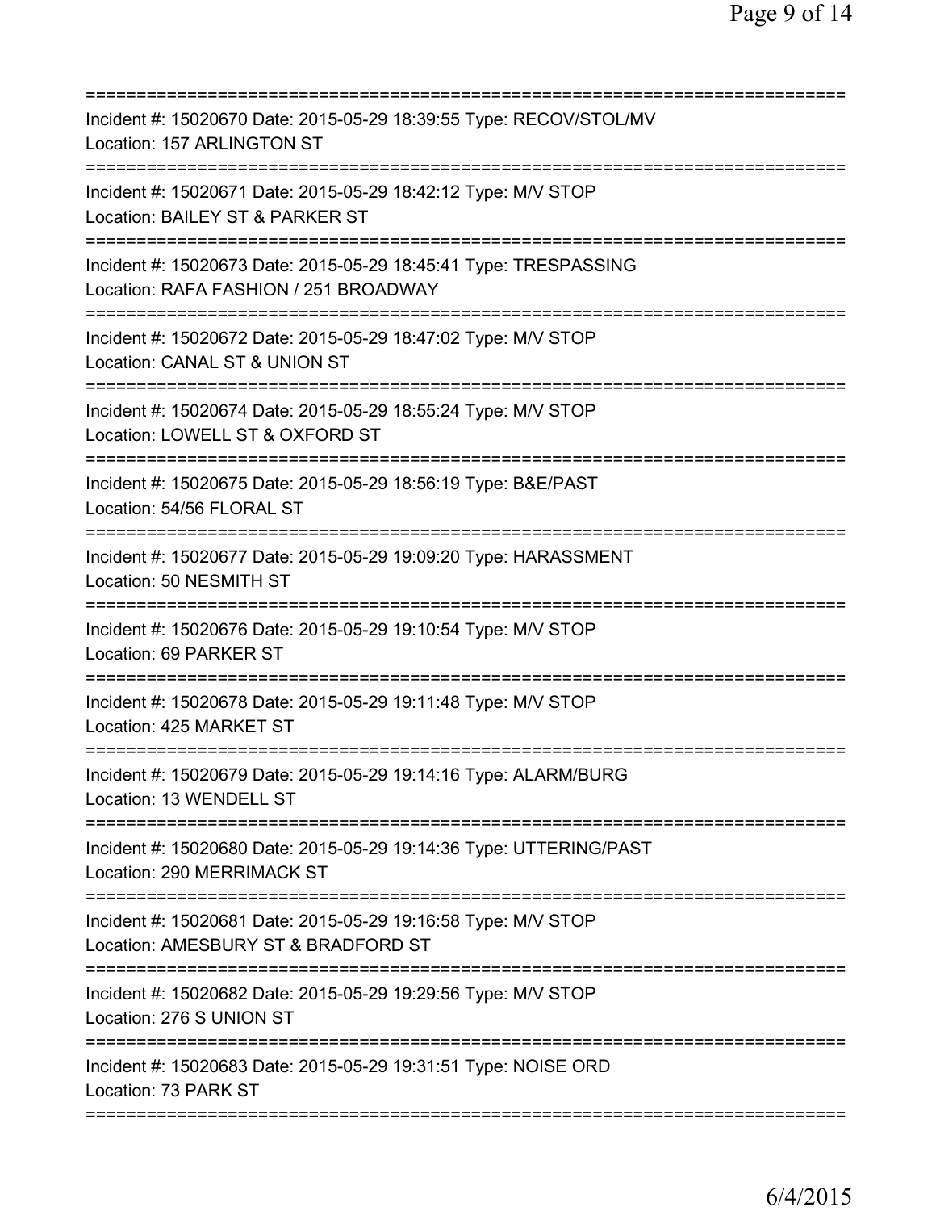===========================================================================
Incident #: 15020670 Date: 2015-05-29 18:39:55 Type: RECOV/STOL/MV
Location: 157 ARLINGTON ST
===========================================================================
Incident #: 15020671 Date: 2015-05-29 18:42:12 Type: M/V STOP
Location: BAILEY ST & PARKER ST
===========================================================================
Incident #: 15020673 Date: 2015-05-29 18:45:41 Type: TRESPASSING
Location: RAFA FASHION / 251 BROADWAY
===========================================================================
Incident #: 15020672 Date: 2015-05-29 18:47:02 Type: M/V STOP
Location: CANAL ST & UNION ST
===========================================================================
Incident #: 15020674 Date: 2015-05-29 18:55:24 Type: M/V STOP
Location: LOWELL ST & OXFORD ST
===========================================================================
Incident #: 15020675 Date: 2015-05-29 18:56:19 Type: B&E/PAST
Location: 54/56 FLORAL ST
===========================================================================
Incident #: 15020677 Date: 2015-05-29 19:09:20 Type: HARASSMENT
Location: 50 NESMITH ST
===========================================================================
Incident #: 15020676 Date: 2015-05-29 19:10:54 Type: M/V STOP
Location: 69 PARKER ST
===========================================================================
Incident #: 15020678 Date: 2015-05-29 19:11:48 Type: M/V STOP
Location: 425 MARKET ST
===========================================================================
Incident #: 15020679 Date: 2015-05-29 19:14:16 Type: ALARM/BURG
Location: 13 WENDELL ST
===========================================================================
Incident #: 15020680 Date: 2015-05-29 19:14:36 Type: UTTERING/PAST
Location: 290 MERRIMACK ST
===========================================================================
Incident #: 15020681 Date: 2015-05-29 19:16:58 Type: M/V STOP
Location: AMESBURY ST & BRADFORD ST
===========================================================================
Incident #: 15020682 Date: 2015-05-29 19:29:56 Type: M/V STOP
Location: 276 S UNION ST
===========================================================================
Incident #: 15020683 Date: 2015-05-29 19:31:51 Type: NOISE ORD
Location: 73 PARK ST
===========================================================================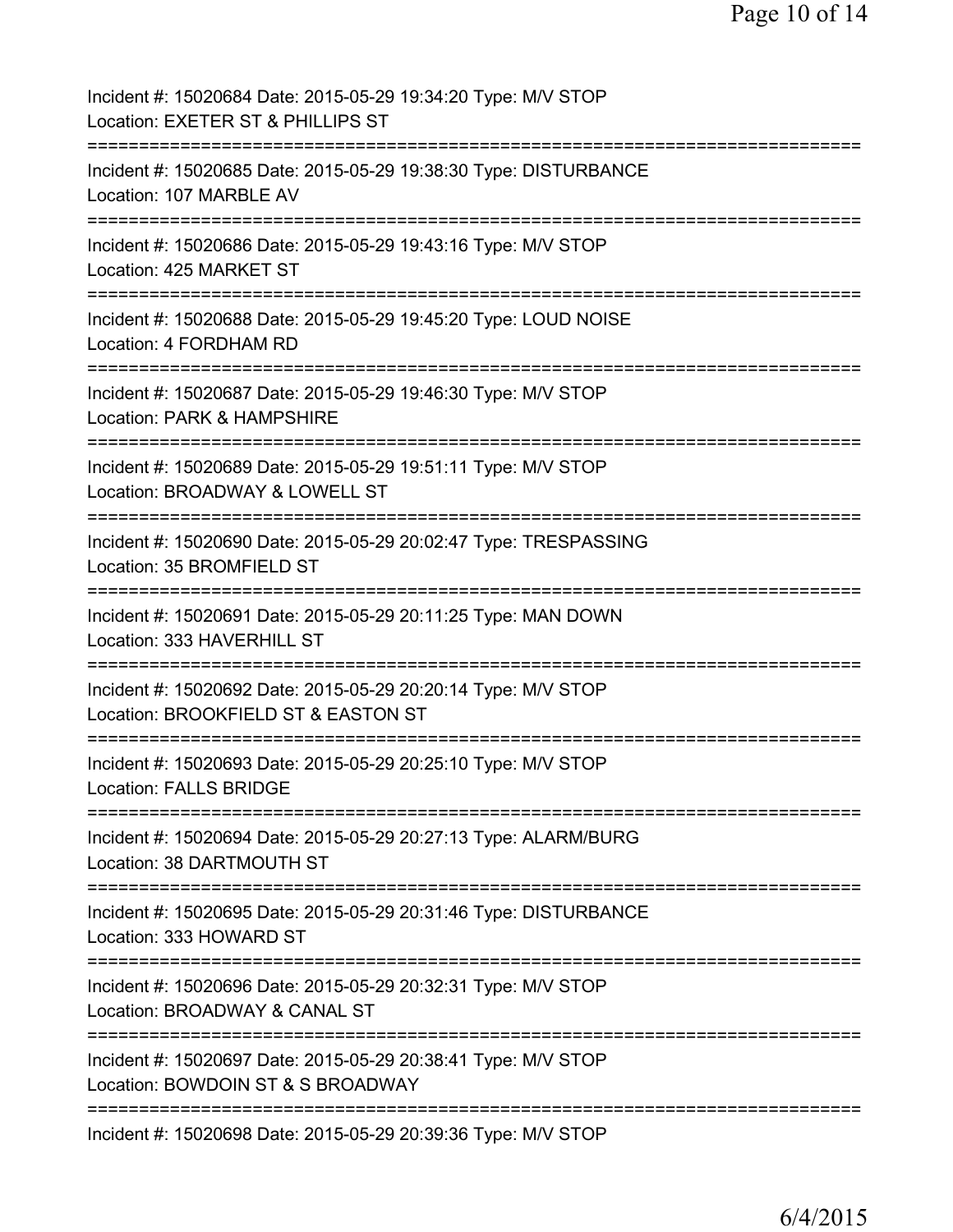Incident #: 15020684 Date: 2015-05-29 19:34:20 Type: M/V STOP
Location: EXETER ST & PHILLIPS ST
===========================================================================
Incident #: 15020685 Date: 2015-05-29 19:38:30 Type: DISTURBANCE
Location: 107 MARBLE AV
===========================================================================
Incident #: 15020686 Date: 2015-05-29 19:43:16 Type: M/V STOP
Location: 425 MARKET ST
===========================================================================
Incident #: 15020688 Date: 2015-05-29 19:45:20 Type: LOUD NOISE
Location: 4 FORDHAM RD
===========================================================================
Incident #: 15020687 Date: 2015-05-29 19:46:30 Type: M/V STOP
Location: PARK & HAMPSHIRE
===========================================================================
Incident #: 15020689 Date: 2015-05-29 19:51:11 Type: M/V STOP
Location: BROADWAY & LOWELL ST
===========================================================================
Incident #: 15020690 Date: 2015-05-29 20:02:47 Type: TRESPASSING
Location: 35 BROMFIELD ST
===========================================================================
Incident #: 15020691 Date: 2015-05-29 20:11:25 Type: MAN DOWN
Location: 333 HAVERHILL ST
===========================================================================
Incident #: 15020692 Date: 2015-05-29 20:20:14 Type: M/V STOP
Location: BROOKFIELD ST & EASTON ST
===========================================================================
Incident #: 15020693 Date: 2015-05-29 20:25:10 Type: M/V STOP
Location: FALLS BRIDGE
===========================================================================
Incident #: 15020694 Date: 2015-05-29 20:27:13 Type: ALARM/BURG
Location: 38 DARTMOUTH ST
===========================================================================
Incident #: 15020695 Date: 2015-05-29 20:31:46 Type: DISTURBANCE
Location: 333 HOWARD ST
===========================================================================
Incident #: 15020696 Date: 2015-05-29 20:32:31 Type: M/V STOP
Location: BROADWAY & CANAL ST
===========================================================================
Incident #: 15020697 Date: 2015-05-29 20:38:41 Type: M/V STOP
Location: BOWDOIN ST & S BROADWAY
===========================================================================
Incident #: 15020698 Date: 2015-05-29 20:39:36 Type: M/V STOP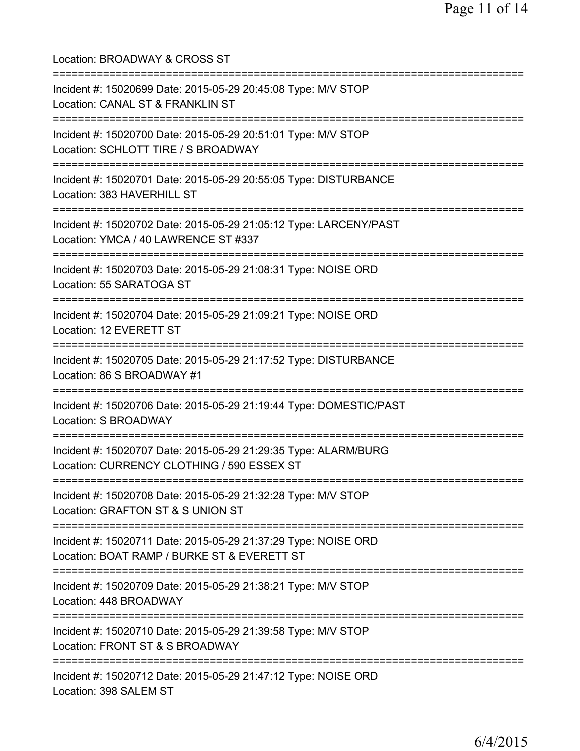Location: BROADWAY & CROSS ST

===========================================================================

Incident #: 15020699 Date: 2015-05-29 20:45:08 Type: M/V STOP
Location: CANAL ST & FRANKLIN ST

===========================================================================

Incident #: 15020700 Date: 2015-05-29 20:51:01 Type: M/V STOP
Location: SCHLOTT TIRE / S BROADWAY

===========================================================================

Incident #: 15020701 Date: 2015-05-29 20:55:05 Type: DISTURBANCE
Location: 383 HAVERHILL ST

===========================================================================

Incident #: 15020702 Date: 2015-05-29 21:05:12 Type: LARCENY/PAST
Location: YMCA / 40 LAWRENCE ST #337

===========================================================================

Incident #: 15020703 Date: 2015-05-29 21:08:31 Type: NOISE ORD
Location: 55 SARATOGA ST

===========================================================================

Incident #: 15020704 Date: 2015-05-29 21:09:21 Type: NOISE ORD
Location: 12 EVERETT ST

===========================================================================

Incident #: 15020705 Date: 2015-05-29 21:17:52 Type: DISTURBANCE
Location: 86 S BROADWAY #1

===========================================================================

Incident #: 15020706 Date: 2015-05-29 21:19:44 Type: DOMESTIC/PAST
Location: S BROADWAY

===========================================================================

Incident #: 15020707 Date: 2015-05-29 21:29:35 Type: ALARM/BURG
Location: CURRENCY CLOTHING / 590 ESSEX ST

===========================================================================

Incident #: 15020708 Date: 2015-05-29 21:32:28 Type: M/V STOP
Location: GRAFTON ST & S UNION ST

===========================================================================

Incident #: 15020711 Date: 2015-05-29 21:37:29 Type: NOISE ORD
Location: BOAT RAMP / BURKE ST & EVERETT ST

===========================================================================

Incident #: 15020709 Date: 2015-05-29 21:38:21 Type: M/V STOP
Location: 448 BROADWAY

===========================================================================

Incident #: 15020710 Date: 2015-05-29 21:39:58 Type: M/V STOP
Location: FRONT ST & S BROADWAY

===========================================================================

Incident #: 15020712 Date: 2015-05-29 21:47:12 Type: NOISE ORD
Location: 398 SALEM ST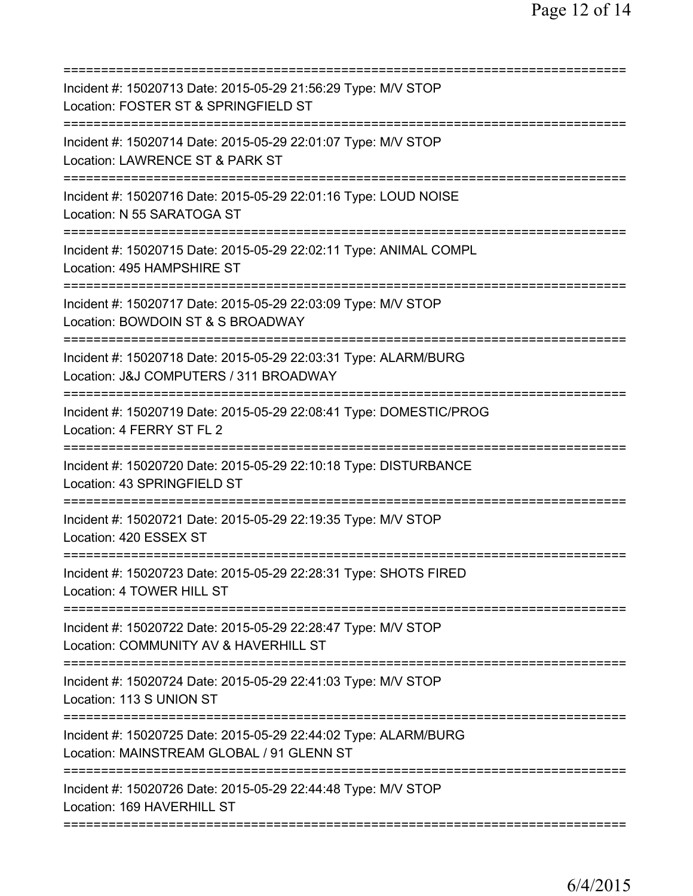===========================================================================

Incident #: 15020713 Date: 2015-05-29 21:56:29 Type: M/V STOP
Location: FOSTER ST & SPRINGFIELD ST

===========================================================================

Incident #: 15020714 Date: 2015-05-29 22:01:07 Type: M/V STOP
Location: LAWRENCE ST & PARK ST

===========================================================================

Incident #: 15020716 Date: 2015-05-29 22:01:16 Type: LOUD NOISE
Location: N 55 SARATOGA ST

===========================================================================

Incident #: 15020715 Date: 2015-05-29 22:02:11 Type: ANIMAL COMPL
Location: 495 HAMPSHIRE ST

===========================================================================

Incident #: 15020717 Date: 2015-05-29 22:03:09 Type: M/V STOP
Location: BOWDOIN ST & S BROADWAY

===========================================================================

Incident #: 15020718 Date: 2015-05-29 22:03:31 Type: ALARM/BURG
Location: J&J COMPUTERS / 311 BROADWAY

===========================================================================

Incident #: 15020719 Date: 2015-05-29 22:08:41 Type: DOMESTIC/PROG
Location: 4 FERRY ST FL 2

===========================================================================

Incident #: 15020720 Date: 2015-05-29 22:10:18 Type: DISTURBANCE
Location: 43 SPRINGFIELD ST

===========================================================================

Incident #: 15020721 Date: 2015-05-29 22:19:35 Type: M/V STOP
Location: 420 ESSEX ST

===========================================================================

Incident #: 15020723 Date: 2015-05-29 22:28:31 Type: SHOTS FIRED
Location: 4 TOWER HILL ST

===========================================================================

Incident #: 15020722 Date: 2015-05-29 22:28:47 Type: M/V STOP
Location: COMMUNITY AV & HAVERHILL ST

===========================================================================

Incident #: 15020724 Date: 2015-05-29 22:41:03 Type: M/V STOP
Location: 113 S UNION ST

===========================================================================

Incident #: 15020725 Date: 2015-05-29 22:44:02 Type: ALARM/BURG
Location: MAINSTREAM GLOBAL / 91 GLENN ST

===========================================================================

Incident #: 15020726 Date: 2015-05-29 22:44:48 Type: M/V STOP
Location: 169 HAVERHILL ST

===========================================================================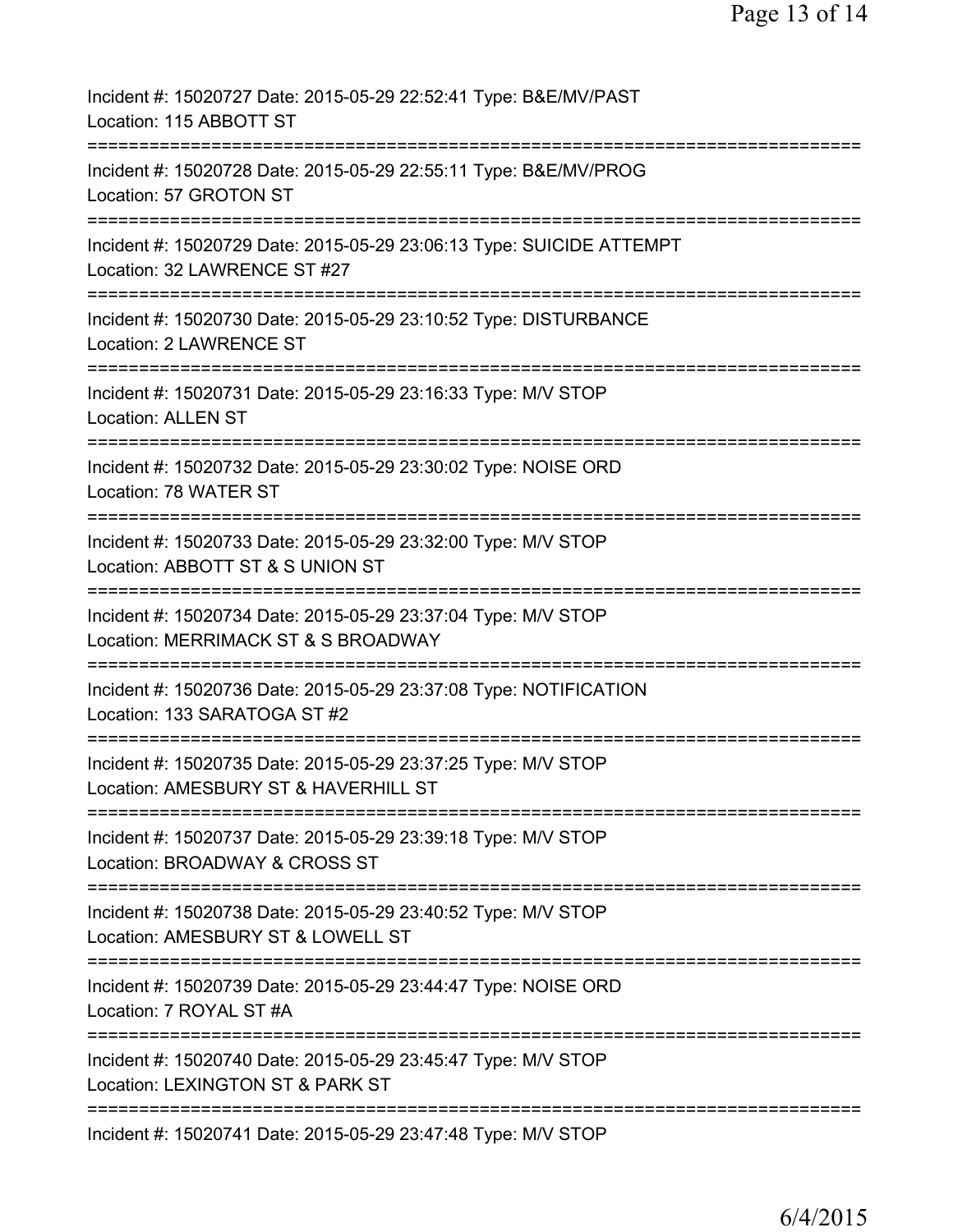Incident #: 15020727 Date: 2015-05-29 22:52:41 Type: B&E/MV/PAST
Location: 115 ABBOTT ST
===========================================================================
Incident #: 15020728 Date: 2015-05-29 22:55:11 Type: B&E/MV/PROG
Location: 57 GROTON ST
===========================================================================
Incident #: 15020729 Date: 2015-05-29 23:06:13 Type: SUICIDE ATTEMPT
Location: 32 LAWRENCE ST #27
===========================================================================
Incident #: 15020730 Date: 2015-05-29 23:10:52 Type: DISTURBANCE
Location: 2 LAWRENCE ST
===========================================================================
Incident #: 15020731 Date: 2015-05-29 23:16:33 Type: M/V STOP
Location: ALLEN ST
===========================================================================
Incident #: 15020732 Date: 2015-05-29 23:30:02 Type: NOISE ORD
Location: 78 WATER ST
===========================================================================
Incident #: 15020733 Date: 2015-05-29 23:32:00 Type: M/V STOP
Location: ABBOTT ST & S UNION ST
===========================================================================
Incident #: 15020734 Date: 2015-05-29 23:37:04 Type: M/V STOP
Location: MERRIMACK ST & S BROADWAY
===========================================================================
Incident #: 15020736 Date: 2015-05-29 23:37:08 Type: NOTIFICATION
Location: 133 SARATOGA ST #2
===========================================================================
Incident #: 15020735 Date: 2015-05-29 23:37:25 Type: M/V STOP
Location: AMESBURY ST & HAVERHILL ST
===========================================================================
Incident #: 15020737 Date: 2015-05-29 23:39:18 Type: M/V STOP
Location: BROADWAY & CROSS ST
===========================================================================
Incident #: 15020738 Date: 2015-05-29 23:40:52 Type: M/V STOP
Location: AMESBURY ST & LOWELL ST
===========================================================================
Incident #: 15020739 Date: 2015-05-29 23:44:47 Type: NOISE ORD
Location: 7 ROYAL ST #A
===========================================================================
Incident #: 15020740 Date: 2015-05-29 23:45:47 Type: M/V STOP
Location: LEXINGTON ST & PARK ST
===========================================================================
Incident #: 15020741 Date: 2015-05-29 23:47:48 Type: M/V STOP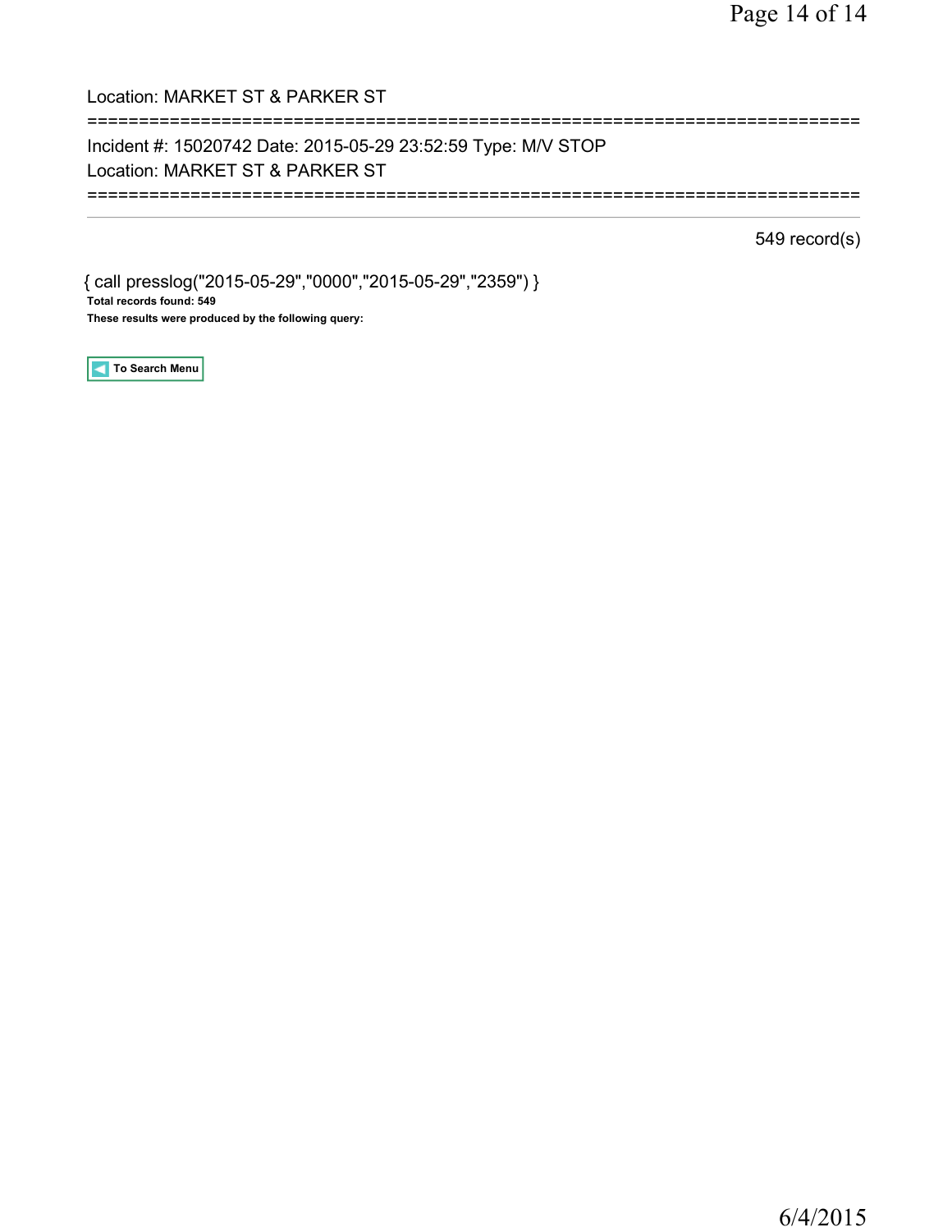Location: MARKET ST & PARKER ST

===========================================================================

Incident #: 15020742 Date: 2015-05-29 23:52:59 Type: M/V STOP

Location: MARKET ST & PARKER ST

===========================================================================

549 record(s)

{ call presslog("2015-05-29","0000","2015-05-29","2359") }

**Total records found: 549**

**These results were produced by the following query:**

**To Search Menu**